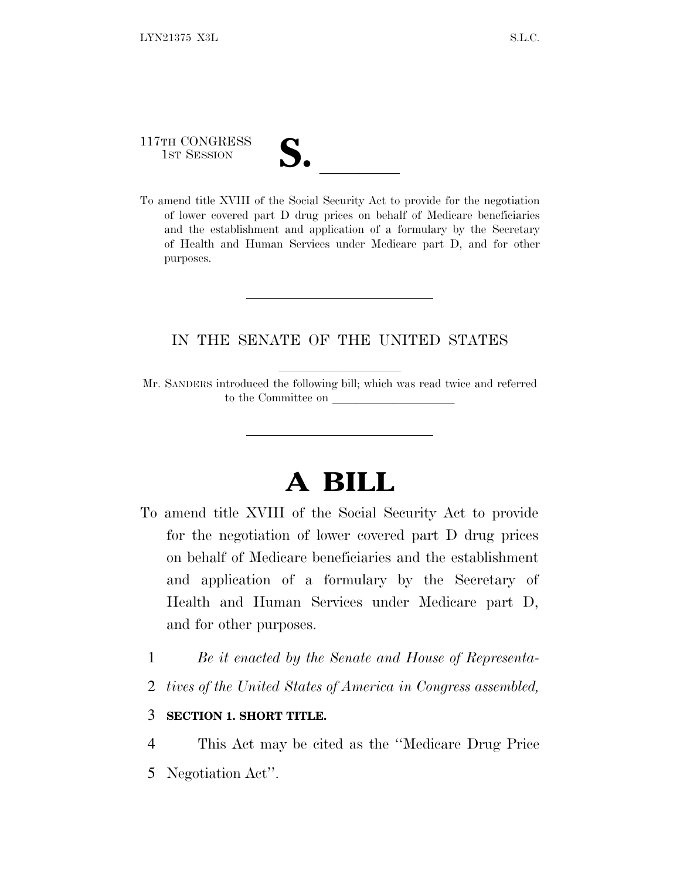117TH CONGRESS
1ST SESSION

# S. ______

To amend title XVIII of the Social Security Act to provide for the negotiation of lower covered part D drug prices on behalf of Medicare beneficiaries and the establishment and application of a formulary by the Secretary of Health and Human Services under Medicare part D, and for other purposes.

---

IN THE SENATE OF THE UNITED STATES

---

Mr. SANDERS introduced the following bill; which was read twice and referred to the Committee on ____________________

---

# A BILL

To amend title XVIII of the Social Security Act to provide for the negotiation of lower covered part D drug prices on behalf of Medicare beneficiaries and the establishment and application of a formulary by the Secretary of Health and Human Services under Medicare part D, and for other purposes.

1 *Be it enacted by the Senate and House of Representa-*
2 *tives of the United States of America in Congress assembled,*

3 **SECTION 1. SHORT TITLE.**

4 This Act may be cited as the ''Medicare Drug Price
5 Negotiation Act''.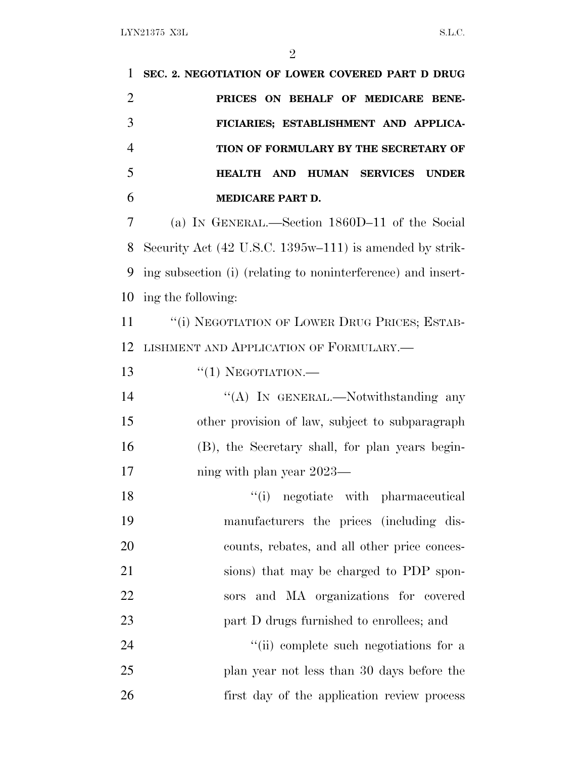**SEC. 2. NEGOTIATION OF LOWER COVERED PART D DRUG PRICES ON BEHALF OF MEDICARE BENEFICIARIES; ESTABLISHMENT AND APPLICATION OF FORMULARY BY THE SECRETARY OF HEALTH AND HUMAN SERVICES UNDER MEDICARE PART D.**

(a) IN GENERAL.—Section 1860D–11 of the Social Security Act (42 U.S.C. 1395w–111) is amended by striking subsection (i) (relating to noninterference) and inserting the following:

"(i) NEGOTIATION OF LOWER DRUG PRICES; ESTABLISHMENT AND APPLICATION OF FORMULARY.—

"(1) NEGOTIATION.—

"(A) IN GENERAL.—Notwithstanding any other provision of law, subject to subparagraph (B), the Secretary shall, for plan years beginning with plan year 2023—

"(i) negotiate with pharmaceutical manufacturers the prices (including discounts, rebates, and all other price concessions) that may be charged to PDP sponsors and MA organizations for covered part D drugs furnished to enrollees; and

"(ii) complete such negotiations for a plan year not less than 30 days before the first day of the application review process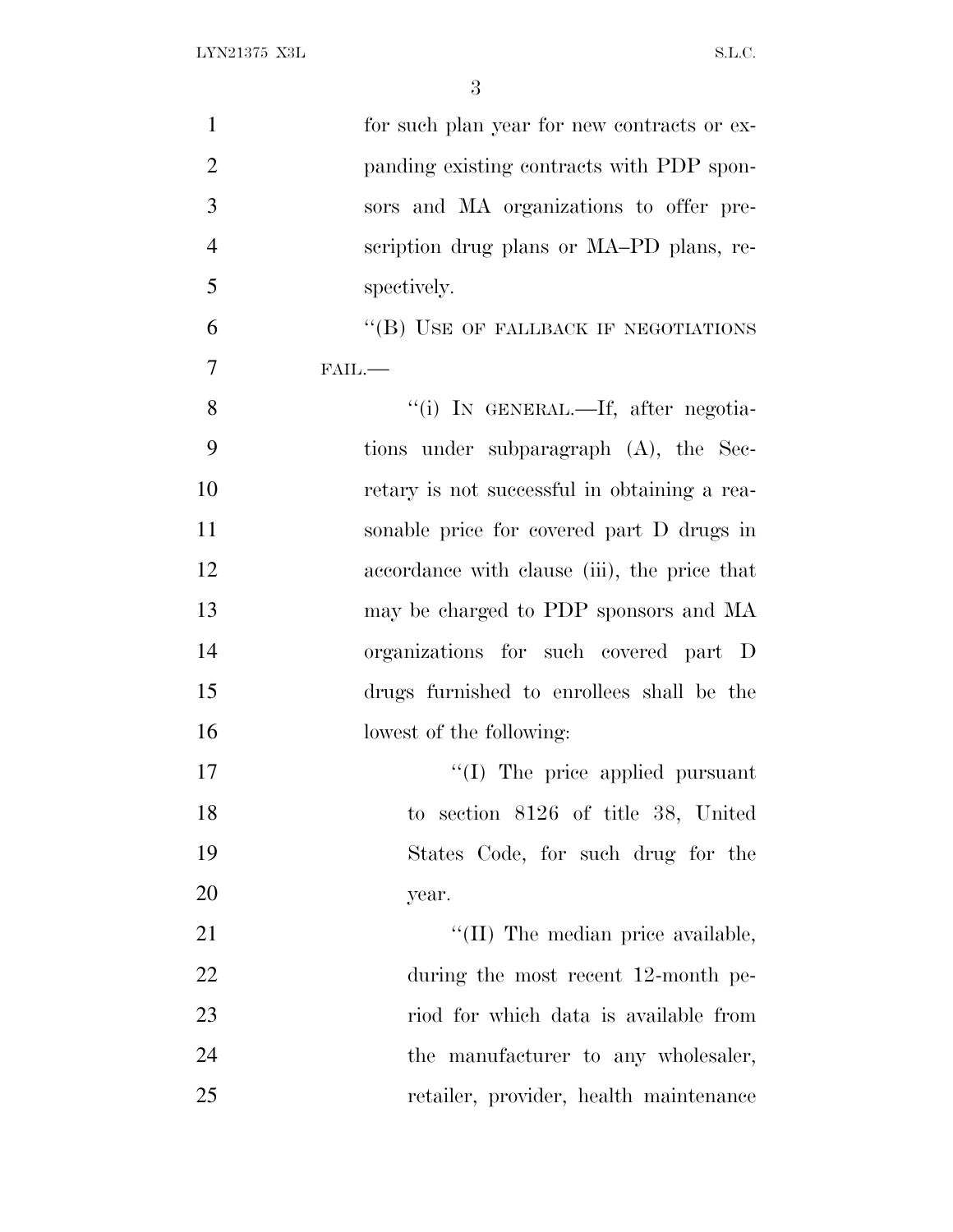for such plan year for new contracts or expanding existing contracts with PDP sponsors and MA organizations to offer prescription drug plans or MA–PD plans, respectively.

"(B) USE OF FALLBACK IF NEGOTIATIONS FAIL.—

"(i) IN GENERAL.—If, after negotiations under subparagraph (A), the Secretary is not successful in obtaining a reasonable price for covered part D drugs in accordance with clause (iii), the price that may be charged to PDP sponsors and MA organizations for such covered part D drugs furnished to enrollees shall be the lowest of the following:

"(I) The price applied pursuant to section 8126 of title 38, United States Code, for such drug for the year.

"(II) The median price available, during the most recent 12-month period for which data is available from the manufacturer to any wholesaler, retailer, provider, health maintenance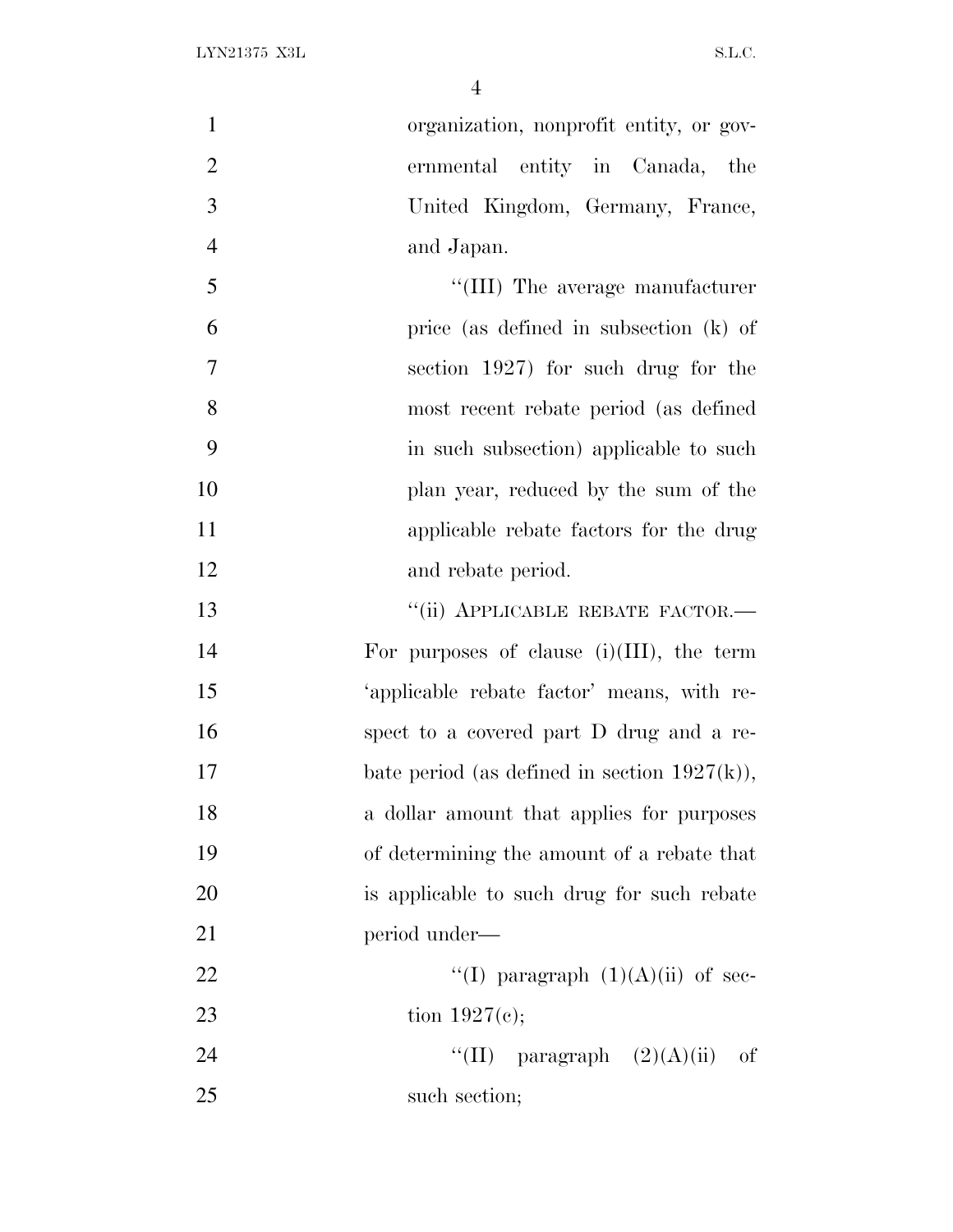organization, nonprofit entity, or governmental entity in Canada, the United Kingdom, Germany, France, and Japan.

"(III) The average manufacturer price (as defined in subsection (k) of section 1927) for such drug for the most recent rebate period (as defined in such subsection) applicable to such plan year, reduced by the sum of the applicable rebate factors for the drug and rebate period.

"(ii) APPLICABLE REBATE FACTOR.—For purposes of clause (i)(III), the term 'applicable rebate factor' means, with respect to a covered part D drug and a rebate period (as defined in section 1927(k)), a dollar amount that applies for purposes of determining the amount of a rebate that is applicable to such drug for such rebate period under—

"(I) paragraph (1)(A)(ii) of section 1927(c);

"(II) paragraph (2)(A)(ii) of such section;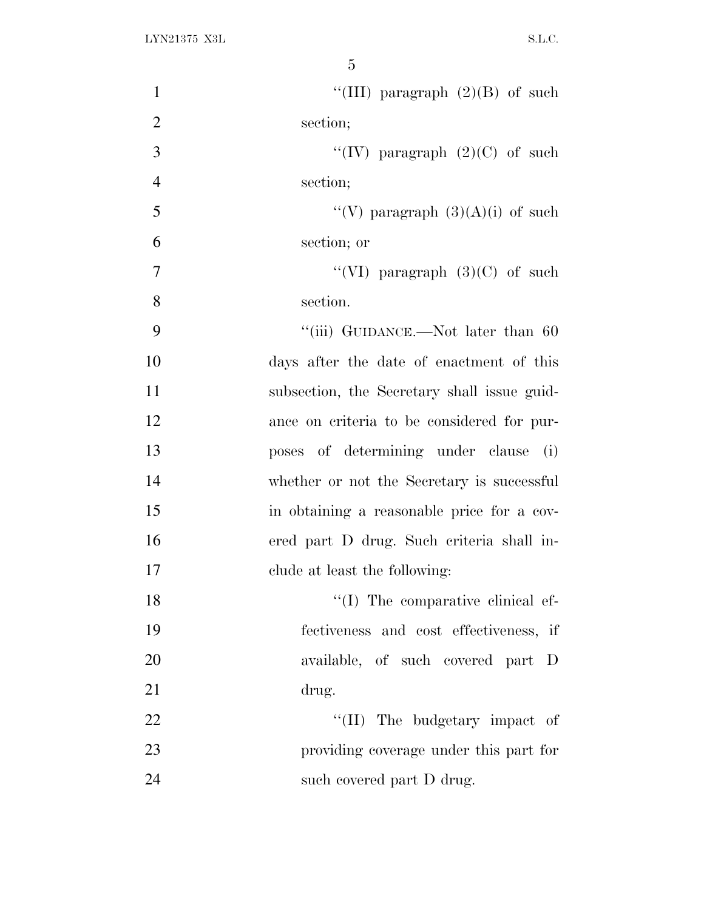"(III) paragraph (2)(B) of such section;

"(IV) paragraph (2)(C) of such section;

"(V) paragraph (3)(A)(i) of such section; or

"(VI) paragraph (3)(C) of such section.

"(iii) GUIDANCE.—Not later than 60 days after the date of enactment of this subsection, the Secretary shall issue guidance on criteria to be considered for purposes of determining under clause (i) whether or not the Secretary is successful in obtaining a reasonable price for a covered part D drug. Such criteria shall include at least the following:

"(I) The comparative clinical effectiveness and cost effectiveness, if available, of such covered part D drug.

"(II) The budgetary impact of providing coverage under this part for such covered part D drug.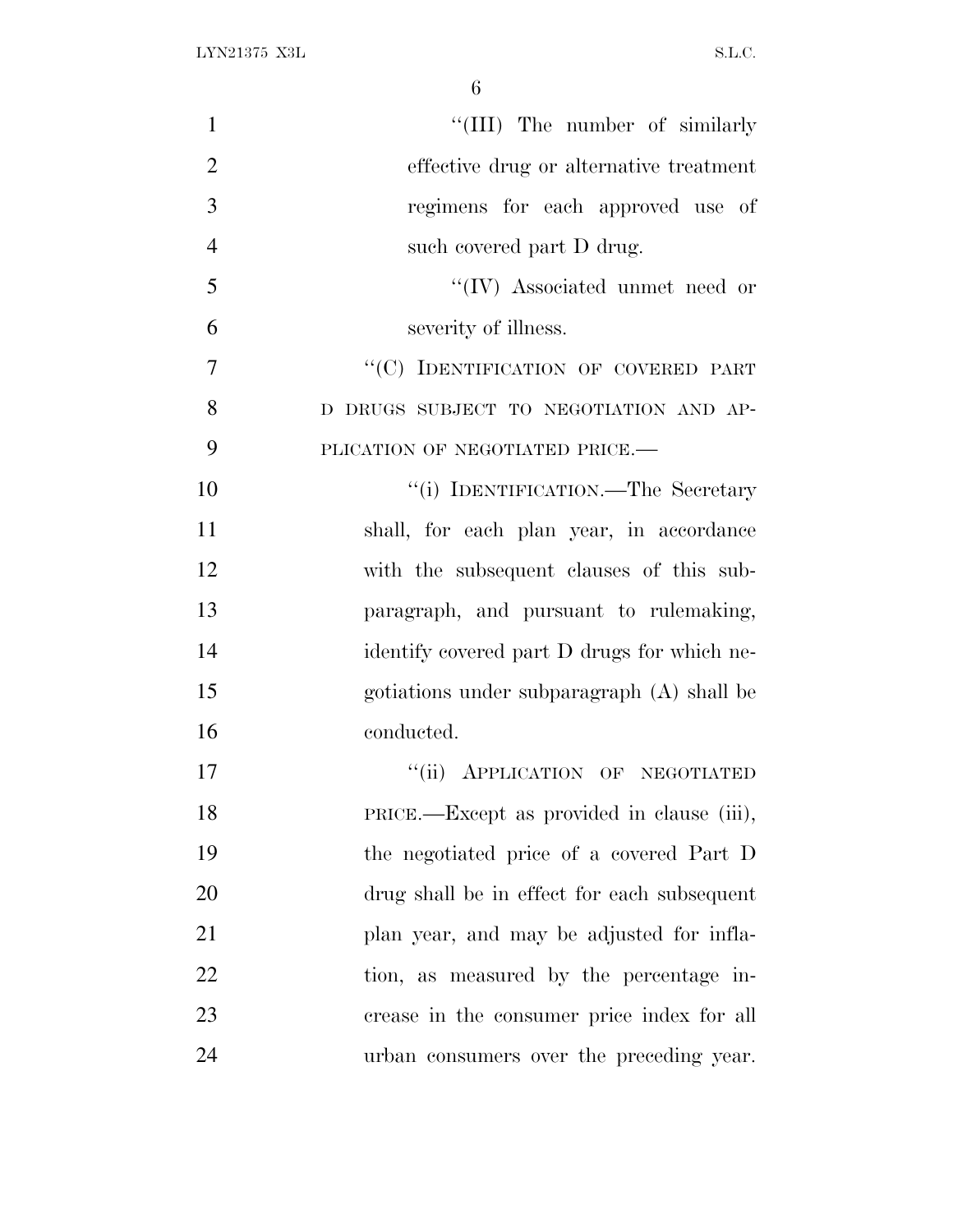''(III) The number of similarly effective drug or alternative treatment regimens for each approved use of such covered part D drug.

''(IV) Associated unmet need or severity of illness.

''(C) IDENTIFICATION OF COVERED PART D DRUGS SUBJECT TO NEGOTIATION AND APPLICATION OF NEGOTIATED PRICE.—

''(i) IDENTIFICATION.—The Secretary shall, for each plan year, in accordance with the subsequent clauses of this subparagraph, and pursuant to rulemaking, identify covered part D drugs for which negotiations under subparagraph (A) shall be conducted.

''(ii) APPLICATION OF NEGOTIATED PRICE.—Except as provided in clause (iii), the negotiated price of a covered Part D drug shall be in effect for each subsequent plan year, and may be adjusted for inflation, as measured by the percentage increase in the consumer price index for all urban consumers over the preceding year.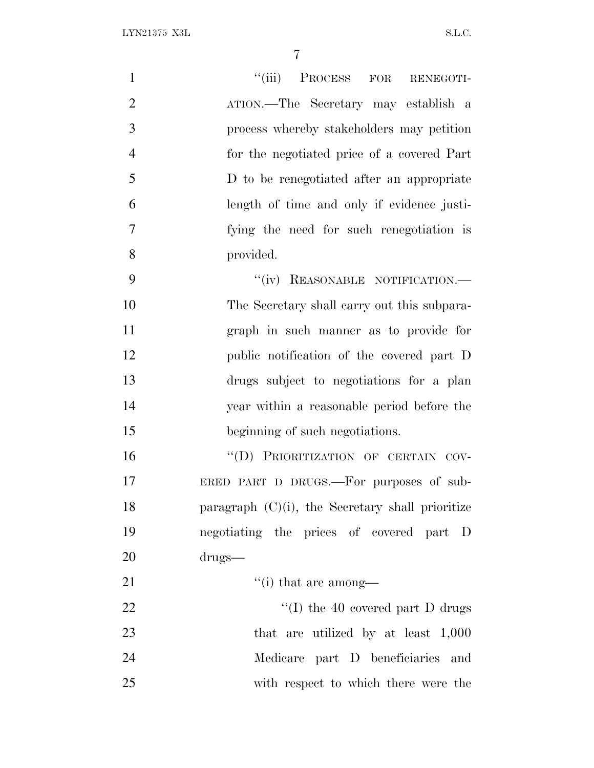"(iii) PROCESS FOR RENEGOTIATION.—The Secretary may establish a process whereby stakeholders may petition for the negotiated price of a covered Part D to be renegotiated after an appropriate length of time and only if evidence justifying the need for such renegotiation is provided.

"(iv) REASONABLE NOTIFICATION.—The Secretary shall carry out this subparagraph in such manner as to provide for public notification of the covered part D drugs subject to negotiations for a plan year within a reasonable period before the beginning of such negotiations.

"(D) PRIORITIZATION OF CERTAIN COVERED PART D DRUGS.—For purposes of subparagraph (C)(i), the Secretary shall prioritize negotiating the prices of covered part D drugs—

"(i) that are among—

"(I) the 40 covered part D drugs that are utilized by at least 1,000 Medicare part D beneficiaries and with respect to which there were the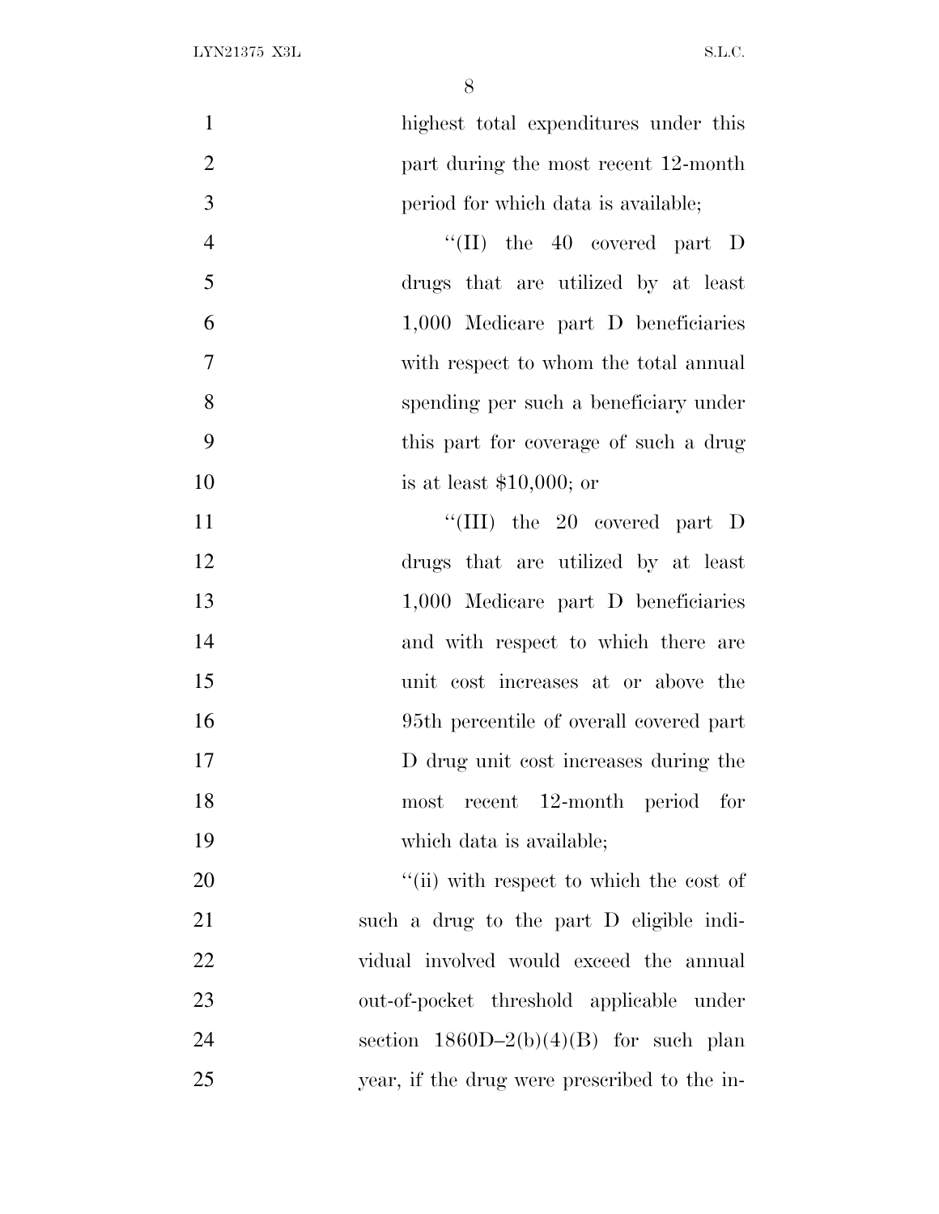highest total expenditures under this part during the most recent 12-month period for which data is available;

"(II) the 40 covered part D drugs that are utilized by at least 1,000 Medicare part D beneficiaries with respect to whom the total annual spending per such a beneficiary under this part for coverage of such a drug is at least $10,000; or

"(III) the 20 covered part D drugs that are utilized by at least 1,000 Medicare part D beneficiaries and with respect to which there are unit cost increases at or above the 95th percentile of overall covered part D drug unit cost increases during the most recent 12-month period for which data is available;

"(ii) with respect to which the cost of such a drug to the part D eligible individual involved would exceed the annual out-of-pocket threshold applicable under section 1860D–2(b)(4)(B) for such plan year, if the drug were prescribed to the in-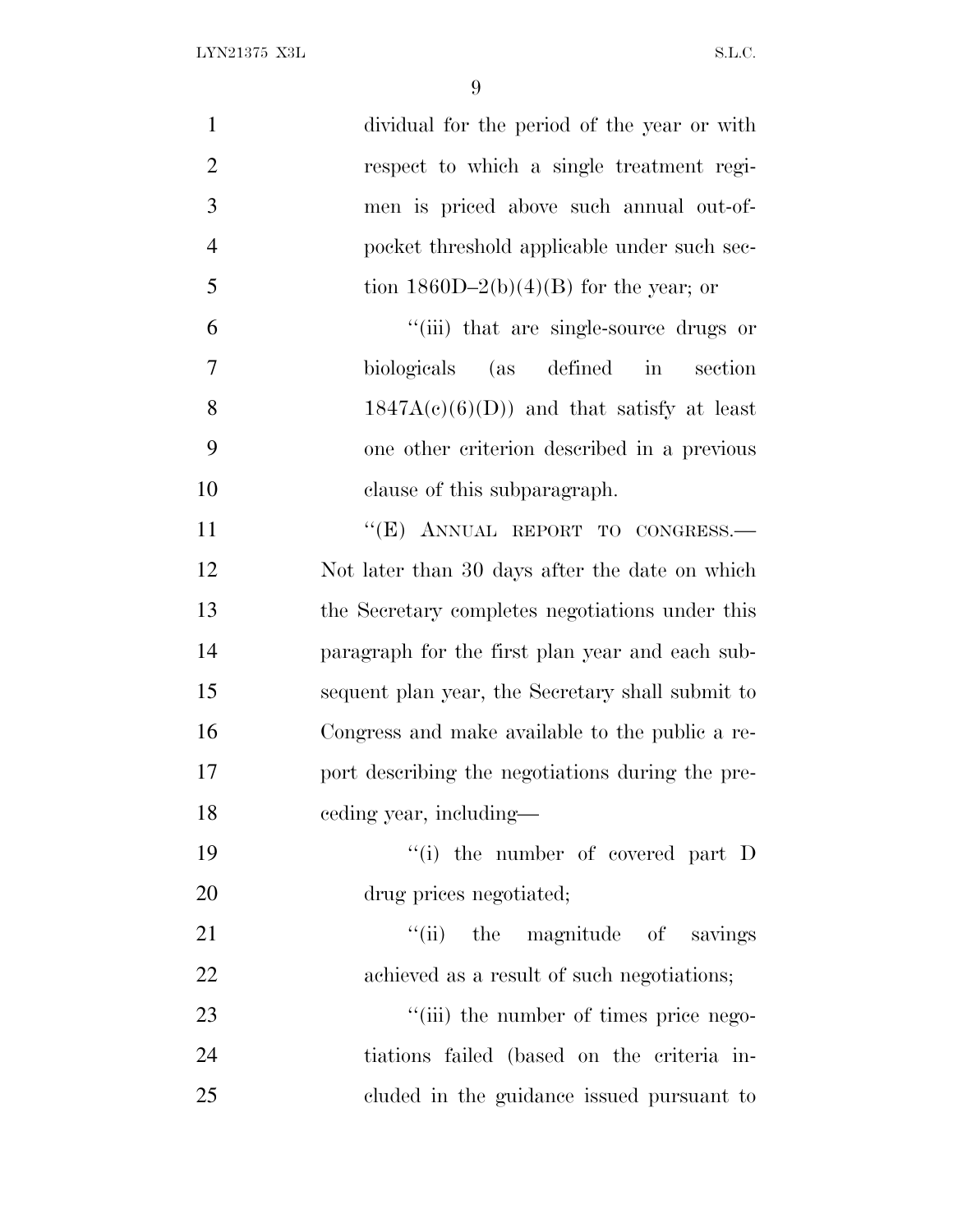dividual for the period of the year or with respect to which a single treatment regimen is priced above such annual out-of-pocket threshold applicable under such section 1860D–2(b)(4)(B) for the year; or

"(iii) that are single-source drugs or biologicals (as defined in section 1847A(c)(6)(D)) and that satisfy at least one other criterion described in a previous clause of this subparagraph.

"(E) ANNUAL REPORT TO CONGRESS.—Not later than 30 days after the date on which the Secretary completes negotiations under this paragraph for the first plan year and each subsequent plan year, the Secretary shall submit to Congress and make available to the public a report describing the negotiations during the preceding year, including—

"(i) the number of covered part D drug prices negotiated;

"(ii) the magnitude of savings achieved as a result of such negotiations;

"(iii) the number of times price negotiations failed (based on the criteria included in the guidance issued pursuant to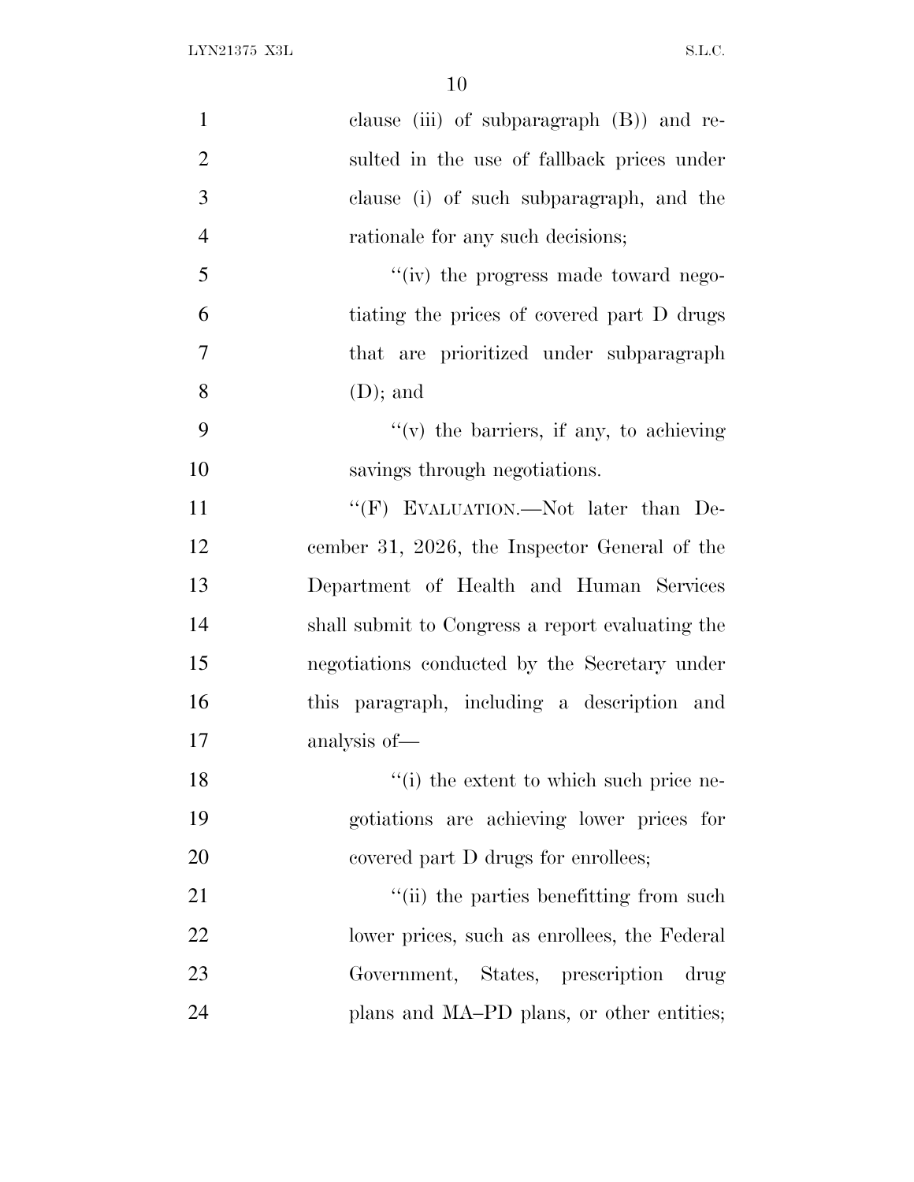clause (iii) of subparagraph (B)) and resulted in the use of fallback prices under clause (i) of such subparagraph, and the rationale for any such decisions;

"(iv) the progress made toward negotiating the prices of covered part D drugs that are prioritized under subparagraph (D); and

"(v) the barriers, if any, to achieving savings through negotiations.

"(F) EVALUATION.—Not later than December 31, 2026, the Inspector General of the Department of Health and Human Services shall submit to Congress a report evaluating the negotiations conducted by the Secretary under this paragraph, including a description and analysis of—

"(i) the extent to which such price negotiations are achieving lower prices for covered part D drugs for enrollees;

"(ii) the parties benefitting from such lower prices, such as enrollees, the Federal Government, States, prescription drug plans and MA–PD plans, or other entities;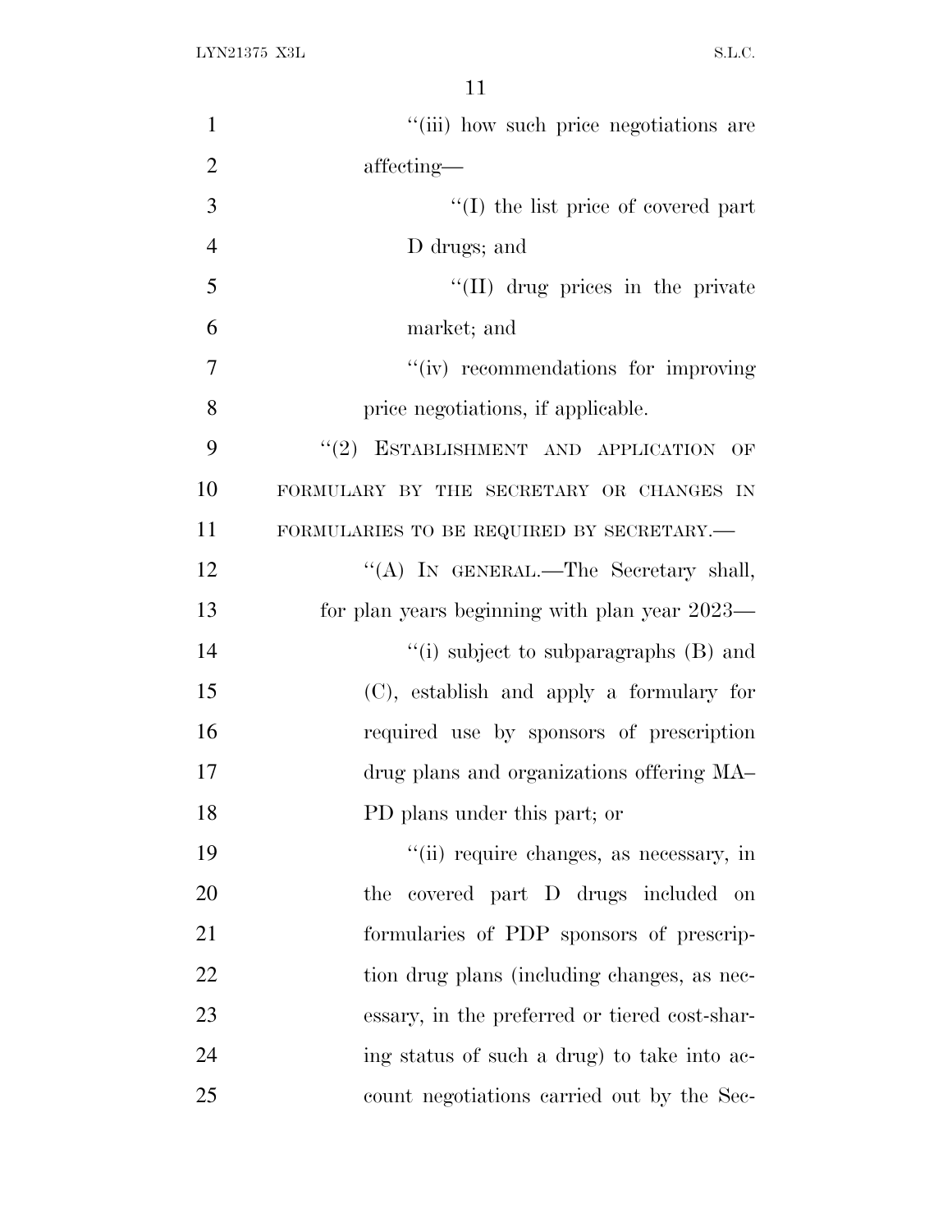''(iii) how such price negotiations are affecting—

''(I) the list price of covered part D drugs; and

''(II) drug prices in the private market; and

''(iv) recommendations for improving price negotiations, if applicable.

''(2) ESTABLISHMENT AND APPLICATION OF FORMULARY BY THE SECRETARY OR CHANGES IN FORMULARIES TO BE REQUIRED BY SECRETARY.—

''(A) IN GENERAL.—The Secretary shall, for plan years beginning with plan year 2023—

''(i) subject to subparagraphs (B) and (C), establish and apply a formulary for required use by sponsors of prescription drug plans and organizations offering MA–PD plans under this part; or

''(ii) require changes, as necessary, in the covered part D drugs included on formularies of PDP sponsors of prescription drug plans (including changes, as necessary, in the preferred or tiered cost-sharing status of such a drug) to take into account negotiations carried out by the Sec-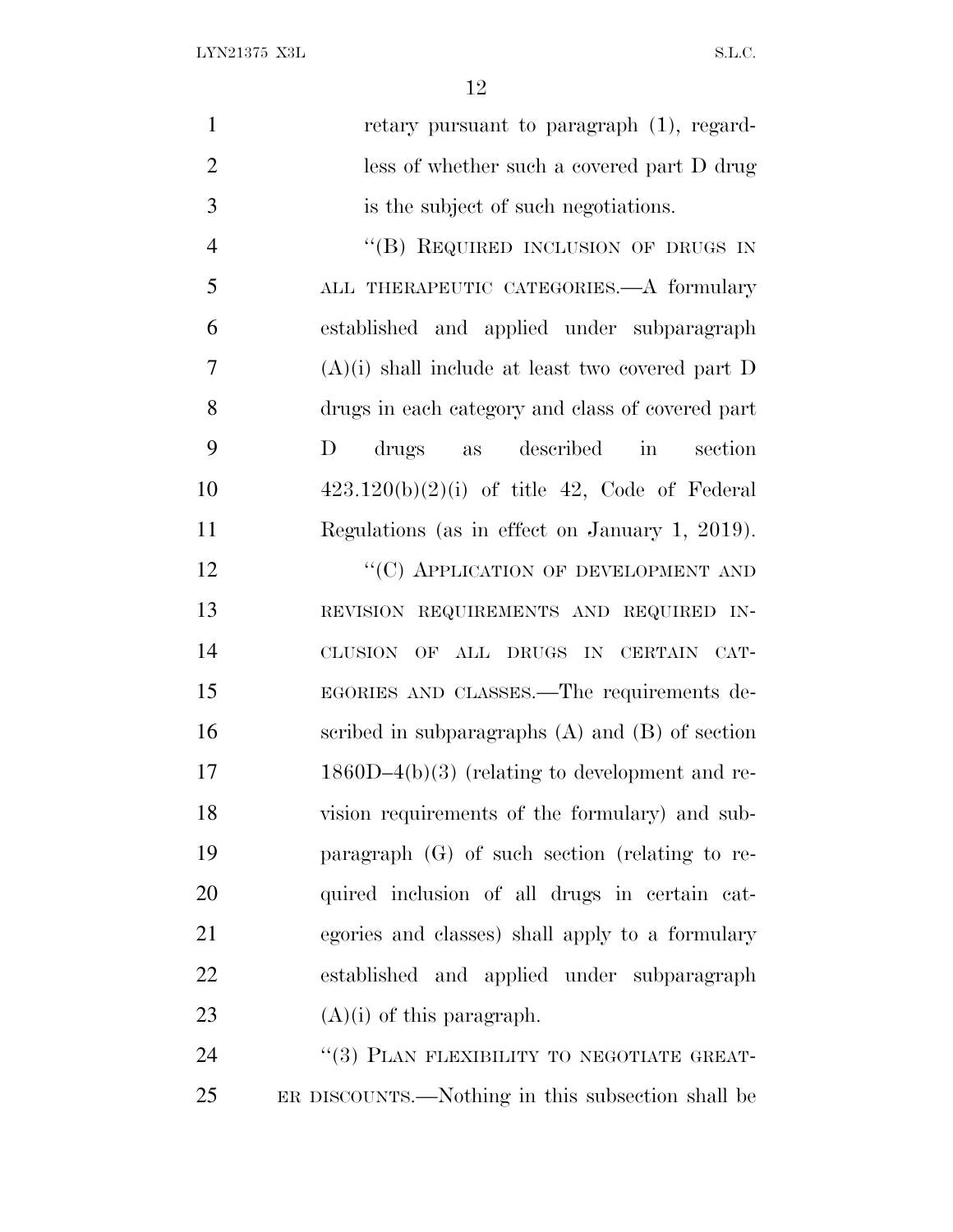retary pursuant to paragraph (1), regardless of whether such a covered part D drug is the subject of such negotiations.

"(B) REQUIRED INCLUSION OF DRUGS IN ALL THERAPEUTIC CATEGORIES.—A formulary established and applied under subparagraph (A)(i) shall include at least two covered part D drugs in each category and class of covered part D drugs as described in section 423.120(b)(2)(i) of title 42, Code of Federal Regulations (as in effect on January 1, 2019).

"(C) APPLICATION OF DEVELOPMENT AND REVISION REQUIREMENTS AND REQUIRED INCLUSION OF ALL DRUGS IN CERTAIN CATEGORIES AND CLASSES.—The requirements described in subparagraphs (A) and (B) of section 1860D–4(b)(3) (relating to development and revision requirements of the formulary) and subparagraph (G) of such section (relating to required inclusion of all drugs in certain categories and classes) shall apply to a formulary established and applied under subparagraph (A)(i) of this paragraph.

"(3) PLAN FLEXIBILITY TO NEGOTIATE GREATER DISCOUNTS.—Nothing in this subsection shall be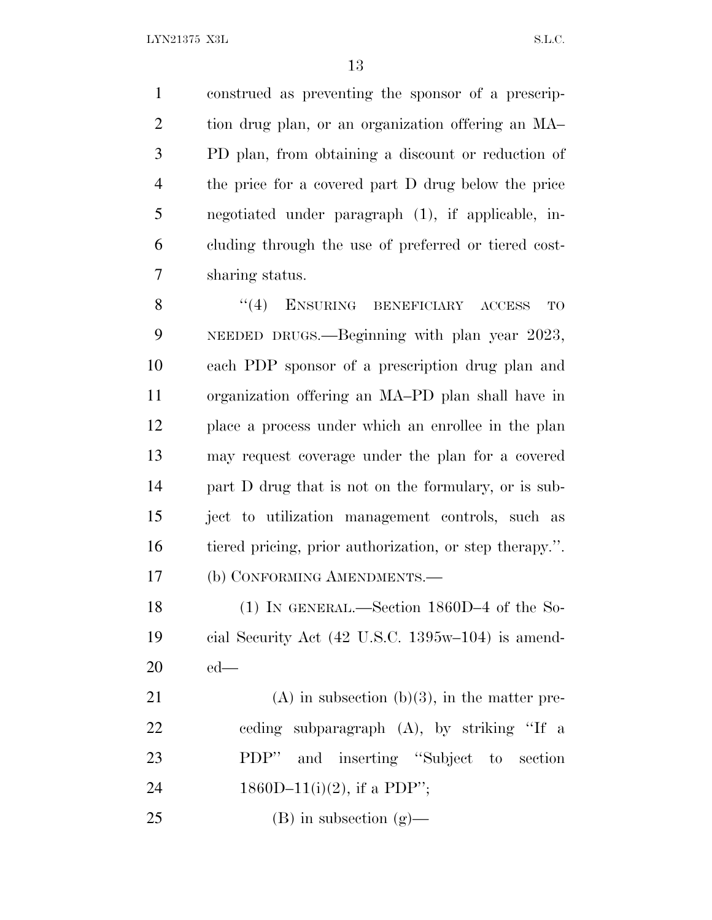construed as preventing the sponsor of a prescription drug plan, or an organization offering an MA–PD plan, from obtaining a discount or reduction of the price for a covered part D drug below the price negotiated under paragraph (1), if applicable, including through the use of preferred or tiered cost-sharing status.

"(4) ENSURING BENEFICIARY ACCESS TO NEEDED DRUGS.—Beginning with plan year 2023, each PDP sponsor of a prescription drug plan and organization offering an MA–PD plan shall have in place a process under which an enrollee in the plan may request coverage under the plan for a covered part D drug that is not on the formulary, or is subject to utilization management controls, such as tiered pricing, prior authorization, or step therapy.".

(b) CONFORMING AMENDMENTS.—

(1) IN GENERAL.—Section 1860D–4 of the Social Security Act (42 U.S.C. 1395w–104) is amended—

(A) in subsection (b)(3), in the matter preceding subparagraph (A), by striking "If a PDP" and inserting "Subject to section 1860D–11(i)(2), if a PDP";

(B) in subsection (g)—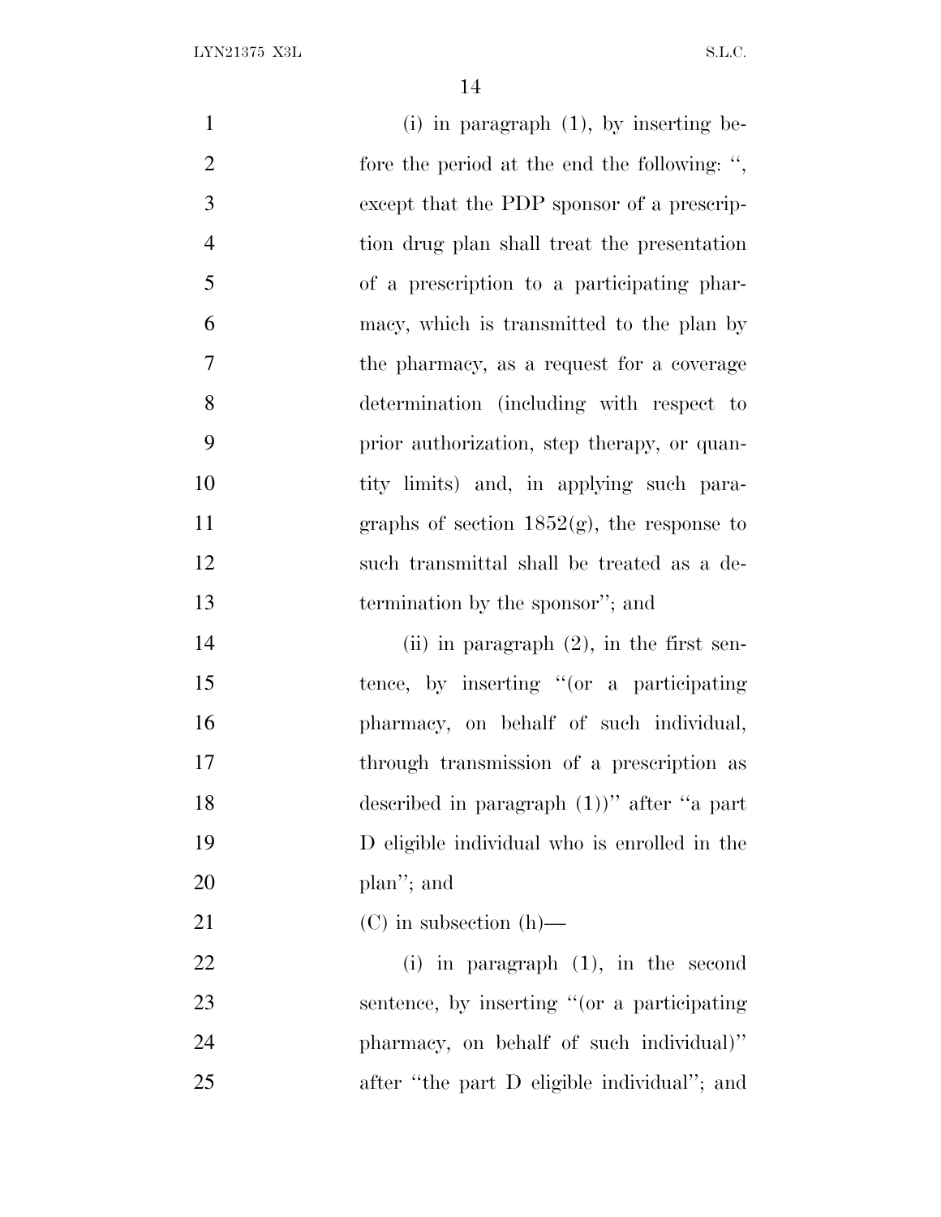(i) in paragraph (1), by inserting before the period at the end the following: ", except that the PDP sponsor of a prescription drug plan shall treat the presentation of a prescription to a participating pharmacy, which is transmitted to the plan by the pharmacy, as a request for a coverage determination (including with respect to prior authorization, step therapy, or quantity limits) and, in applying such paragraphs of section 1852(g), the response to such transmittal shall be treated as a determination by the sponsor"; and

(ii) in paragraph (2), in the first sentence, by inserting "(or a participating pharmacy, on behalf of such individual, through transmission of a prescription as described in paragraph (1))" after "a part D eligible individual who is enrolled in the plan"; and

(C) in subsection (h)—

(i) in paragraph (1), in the second sentence, by inserting "(or a participating pharmacy, on behalf of such individual)" after "the part D eligible individual"; and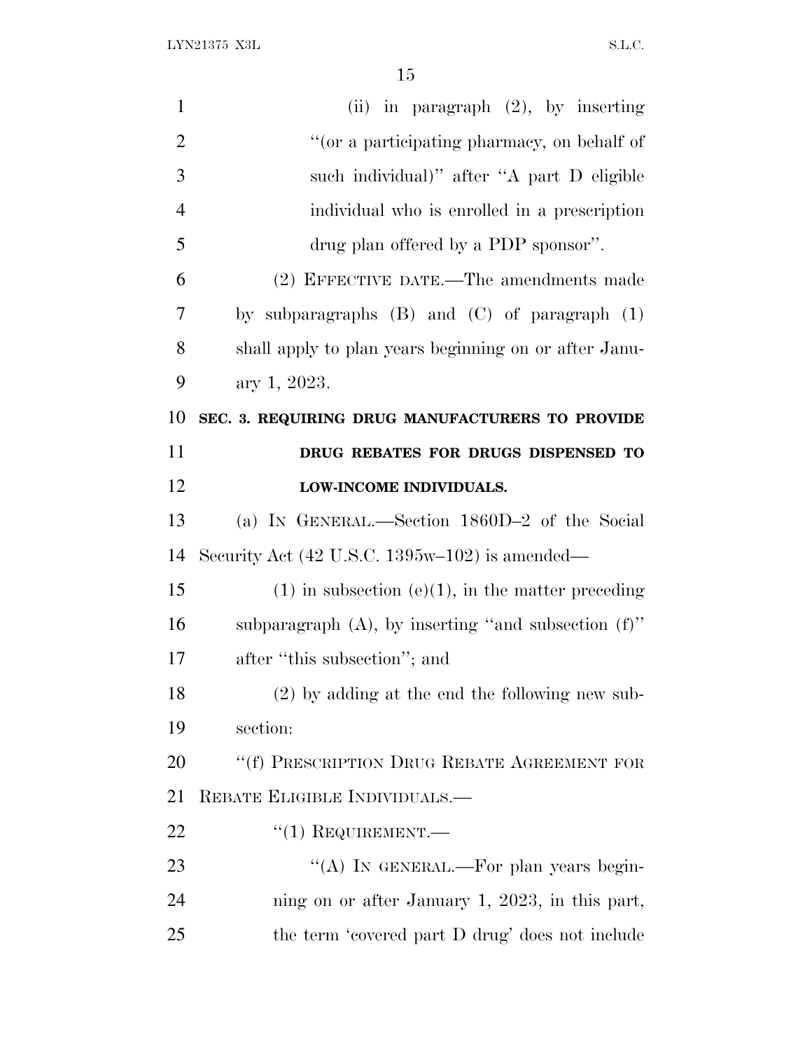(ii) in paragraph (2), by inserting "(or a participating pharmacy, on behalf of such individual)" after "A part D eligible individual who is enrolled in a prescription drug plan offered by a PDP sponsor".

(2) EFFECTIVE DATE.—The amendments made by subparagraphs (B) and (C) of paragraph (1) shall apply to plan years beginning on or after January 1, 2023.

**SEC. 3. REQUIRING DRUG MANUFACTURERS TO PROVIDE DRUG REBATES FOR DRUGS DISPENSED TO LOW-INCOME INDIVIDUALS.**

(a) IN GENERAL.—Section 1860D–2 of the Social Security Act (42 U.S.C. 1395w–102) is amended—

(1) in subsection (e)(1), in the matter preceding subparagraph (A), by inserting "and subsection (f)" after "this subsection"; and

(2) by adding at the end the following new subsection:

"(f) PRESCRIPTION DRUG REBATE AGREEMENT FOR REBATE ELIGIBLE INDIVIDUALS.—

"(1) REQUIREMENT.—

"(A) IN GENERAL.—For plan years beginning on or after January 1, 2023, in this part, the term 'covered part D drug' does not include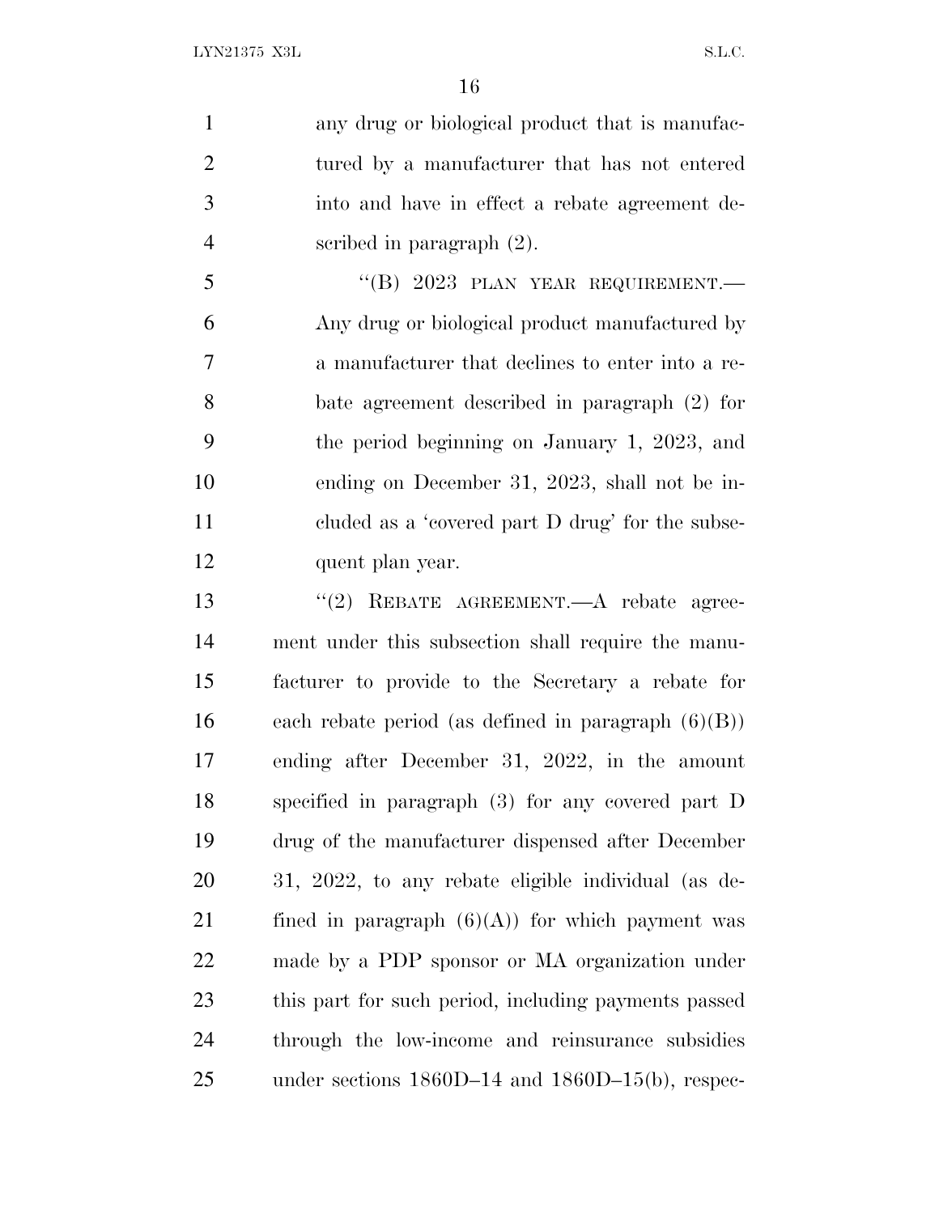any drug or biological product that is manufactured by a manufacturer that has not entered into and have in effect a rebate agreement described in paragraph (2).

"(B) 2023 PLAN YEAR REQUIREMENT.—Any drug or biological product manufactured by a manufacturer that declines to enter into a rebate agreement described in paragraph (2) for the period beginning on January 1, 2023, and ending on December 31, 2023, shall not be included as a 'covered part D drug' for the subsequent plan year.

"(2) REBATE AGREEMENT.—A rebate agreement under this subsection shall require the manufacturer to provide to the Secretary a rebate for each rebate period (as defined in paragraph (6)(B)) ending after December 31, 2022, in the amount specified in paragraph (3) for any covered part D drug of the manufacturer dispensed after December 31, 2022, to any rebate eligible individual (as defined in paragraph (6)(A)) for which payment was made by a PDP sponsor or MA organization under this part for such period, including payments passed through the low-income and reinsurance subsidies under sections 1860D–14 and 1860D–15(b), respec-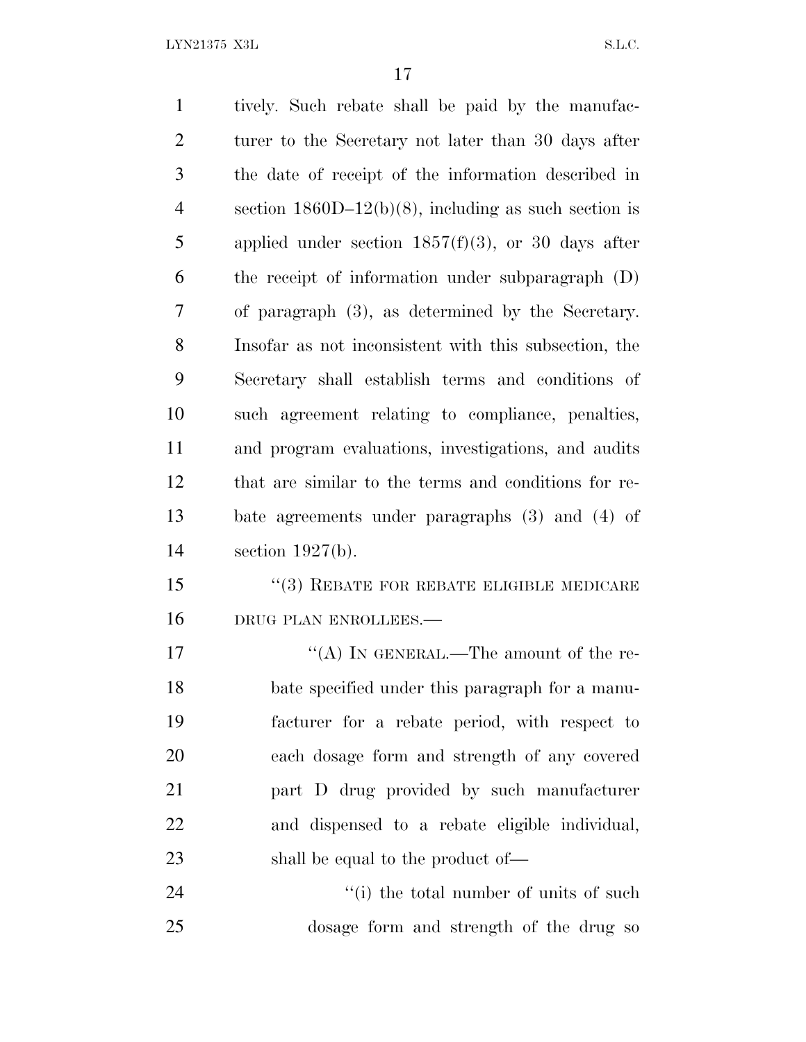tively. Such rebate shall be paid by the manufacturer to the Secretary not later than 30 days after the date of receipt of the information described in section 1860D–12(b)(8), including as such section is applied under section 1857(f)(3), or 30 days after the receipt of information under subparagraph (D) of paragraph (3), as determined by the Secretary. Insofar as not inconsistent with this subsection, the Secretary shall establish terms and conditions of such agreement relating to compliance, penalties, and program evaluations, investigations, and audits that are similar to the terms and conditions for rebate agreements under paragraphs (3) and (4) of section 1927(b).

"(3) REBATE FOR REBATE ELIGIBLE MEDICARE DRUG PLAN ENROLLEES.—

"(A) IN GENERAL.—The amount of the rebate specified under this paragraph for a manufacturer for a rebate period, with respect to each dosage form and strength of any covered part D drug provided by such manufacturer and dispensed to a rebate eligible individual, shall be equal to the product of—

"(i) the total number of units of such dosage form and strength of the drug so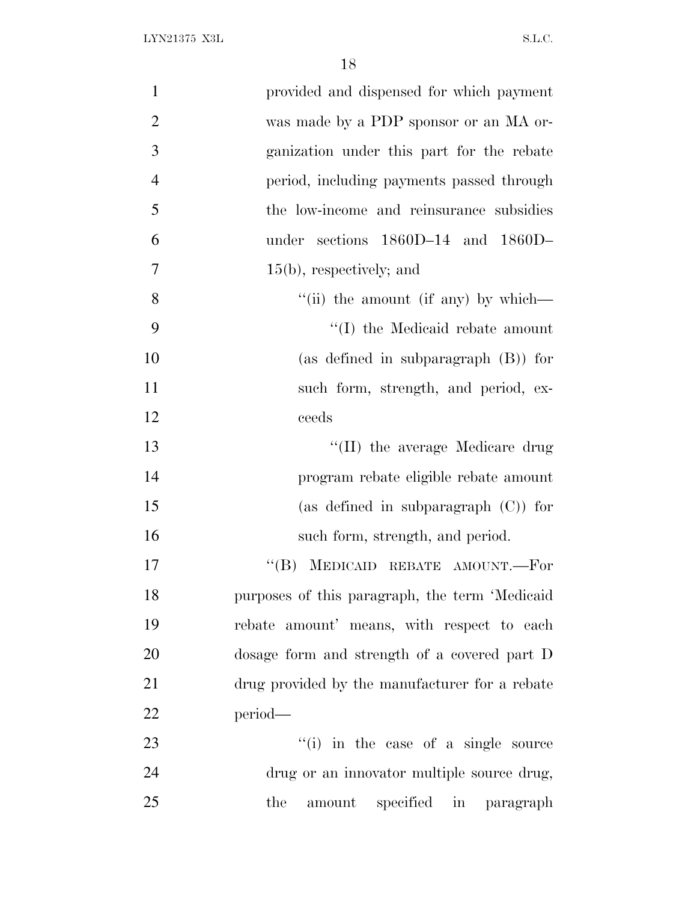provided and dispensed for which payment was made by a PDP sponsor or an MA organization under this part for the rebate period, including payments passed through the low-income and reinsurance subsidies under sections 1860D–14 and 1860D–15(b), respectively; and

''(ii) the amount (if any) by which—

''(I) the Medicaid rebate amount (as defined in subparagraph (B)) for such form, strength, and period, exceeds

''(II) the average Medicare drug program rebate eligible rebate amount (as defined in subparagraph (C)) for such form, strength, and period.

''(B) MEDICAID REBATE AMOUNT.—For purposes of this paragraph, the term 'Medicaid rebate amount' means, with respect to each dosage form and strength of a covered part D drug provided by the manufacturer for a rebate period—

''(i) in the case of a single source drug or an innovator multiple source drug, the amount specified in paragraph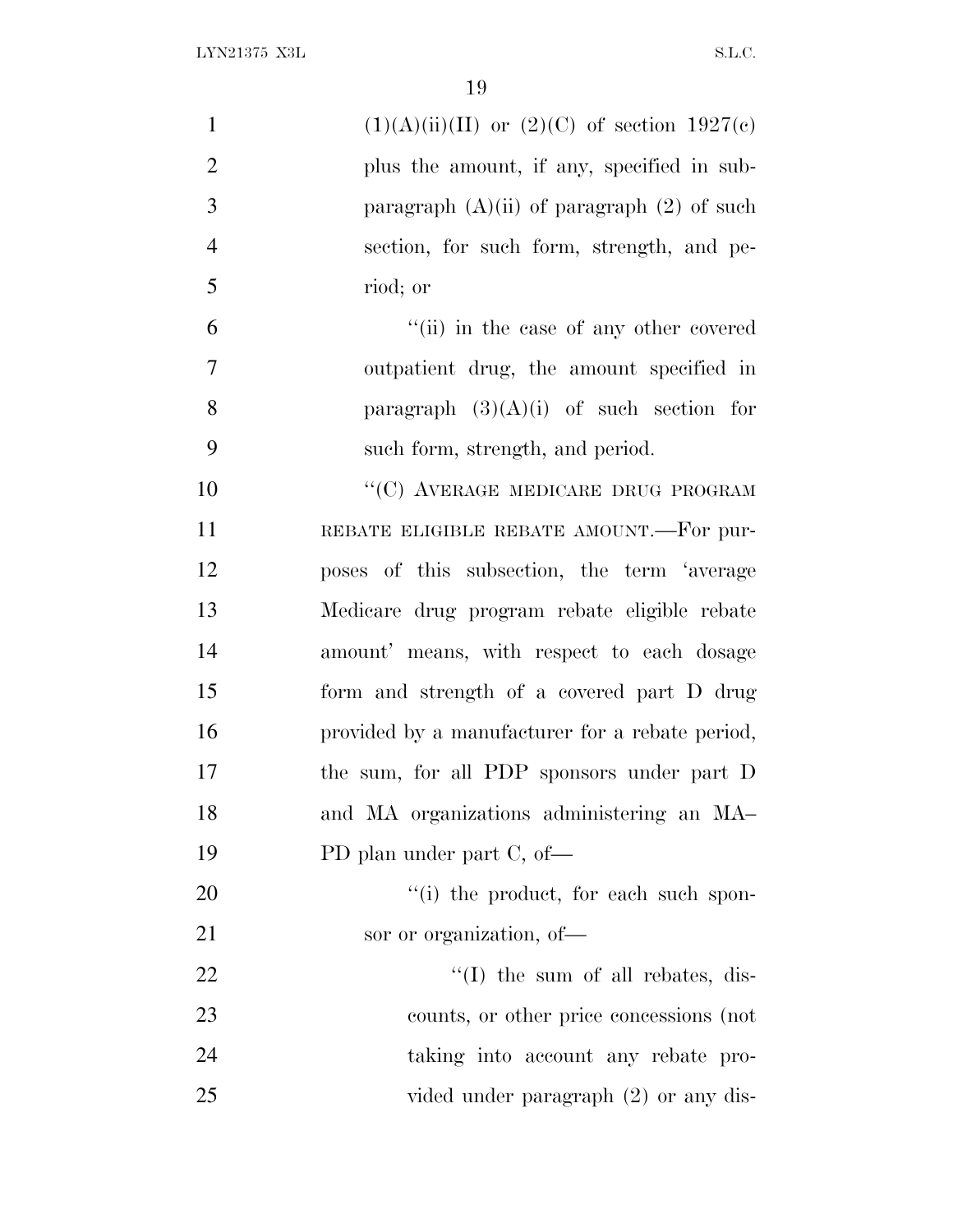(1)(A)(ii)(II) or (2)(C) of section 1927(c) plus the amount, if any, specified in subparagraph (A)(ii) of paragraph (2) of such section, for such form, strength, and period; or

"(ii) in the case of any other covered outpatient drug, the amount specified in paragraph (3)(A)(i) of such section for such form, strength, and period.

"(C) AVERAGE MEDICARE DRUG PROGRAM REBATE ELIGIBLE REBATE AMOUNT.—For purposes of this subsection, the term 'average Medicare drug program rebate eligible rebate amount' means, with respect to each dosage form and strength of a covered part D drug provided by a manufacturer for a rebate period, the sum, for all PDP sponsors under part D and MA organizations administering an MA–PD plan under part C, of—

"(i) the product, for each such sponsor or organization, of—

"(I) the sum of all rebates, discounts, or other price concessions (not taking into account any rebate provided under paragraph (2) or any dis-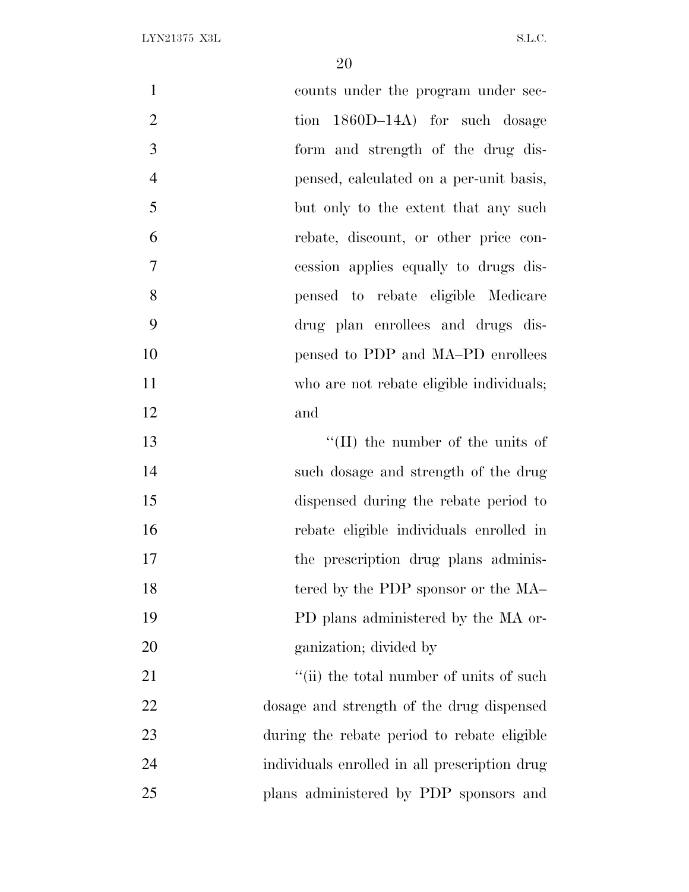counts under the program under section 1860D–14A) for such dosage form and strength of the drug dispensed, calculated on a per-unit basis, but only to the extent that any such rebate, discount, or other price concession applies equally to drugs dispensed to rebate eligible Medicare drug plan enrollees and drugs dispensed to PDP and MA–PD enrollees who are not rebate eligible individuals; and

''(II) the number of the units of such dosage and strength of the drug dispensed during the rebate period to rebate eligible individuals enrolled in the prescription drug plans administered by the PDP sponsor or the MA–PD plans administered by the MA organization; divided by

''(ii) the total number of units of such dosage and strength of the drug dispensed during the rebate period to rebate eligible individuals enrolled in all prescription drug plans administered by PDP sponsors and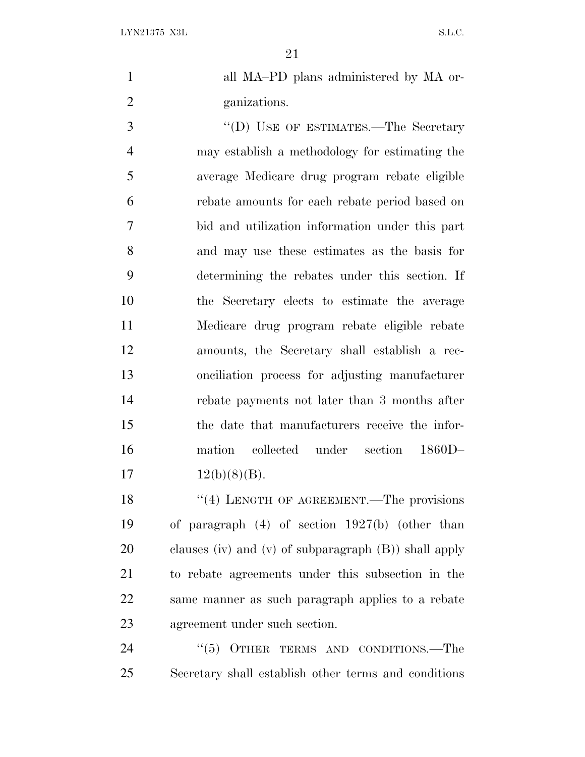all MA–PD plans administered by MA organizations.

''(D) USE OF ESTIMATES.—The Secretary may establish a methodology for estimating the average Medicare drug program rebate eligible rebate amounts for each rebate period based on bid and utilization information under this part and may use these estimates as the basis for determining the rebates under this section. If the Secretary elects to estimate the average Medicare drug program rebate eligible rebate amounts, the Secretary shall establish a reconciliation process for adjusting manufacturer rebate payments not later than 3 months after the date that manufacturers receive the information collected under section 1860D–12(b)(8)(B).

''(4) LENGTH OF AGREEMENT.—The provisions of paragraph (4) of section 1927(b) (other than clauses (iv) and (v) of subparagraph (B)) shall apply to rebate agreements under this subsection in the same manner as such paragraph applies to a rebate agreement under such section.

''(5) OTHER TERMS AND CONDITIONS.—The Secretary shall establish other terms and conditions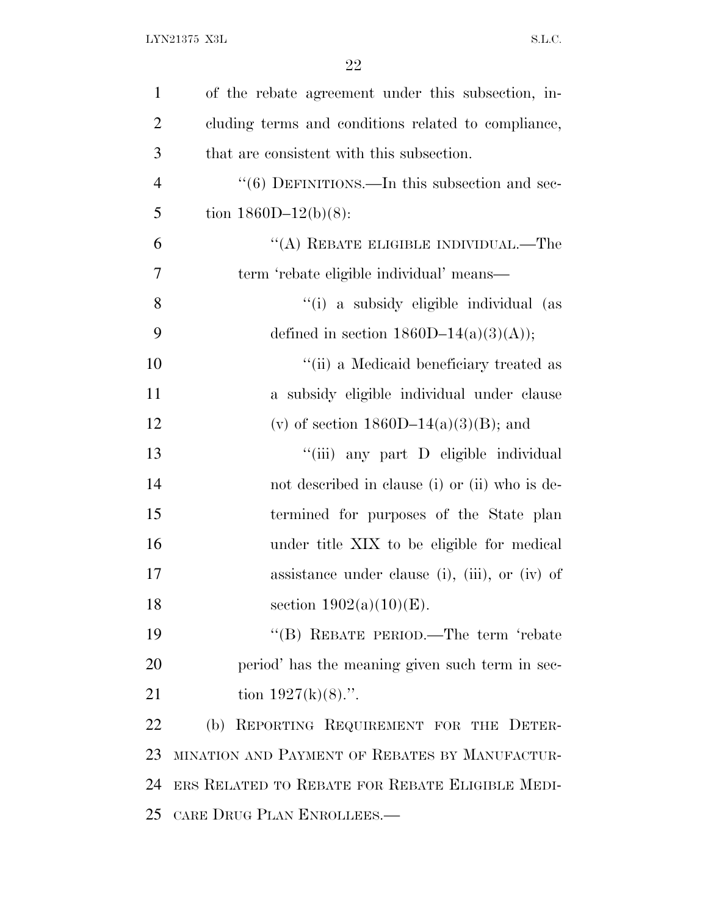of the rebate agreement under this subsection, including terms and conditions related to compliance, that are consistent with this subsection.

"(6) DEFINITIONS.—In this subsection and section 1860D–12(b)(8):

"(A) REBATE ELIGIBLE INDIVIDUAL.—The term 'rebate eligible individual' means—

"(i) a subsidy eligible individual (as defined in section 1860D–14(a)(3)(A));

"(ii) a Medicaid beneficiary treated as a subsidy eligible individual under clause (v) of section 1860D–14(a)(3)(B); and

"(iii) any part D eligible individual not described in clause (i) or (ii) who is determined for purposes of the State plan under title XIX to be eligible for medical assistance under clause (i), (iii), or (iv) of section 1902(a)(10)(E).

"(B) REBATE PERIOD.—The term 'rebate period' has the meaning given such term in section 1927(k)(8).".

(b) REPORTING REQUIREMENT FOR THE DETERMINATION AND PAYMENT OF REBATES BY MANUFACTURERS RELATED TO REBATE FOR REBATE ELIGIBLE MEDICARE DRUG PLAN ENROLLEES.—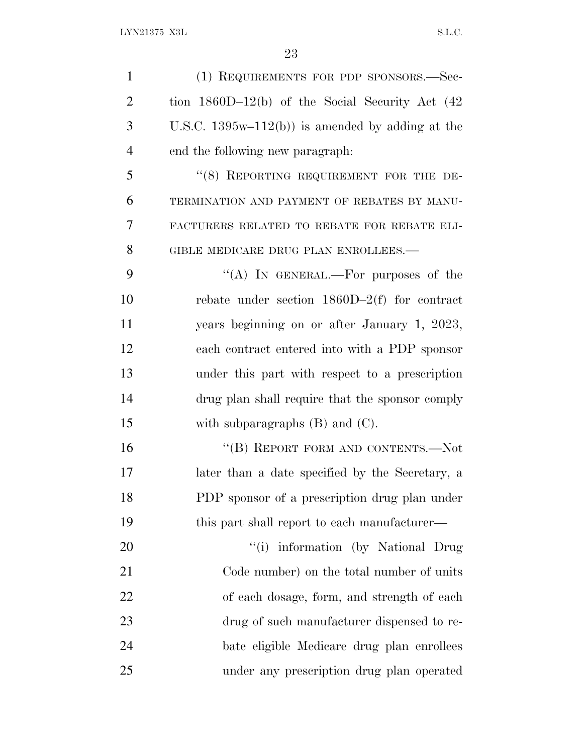(1) REQUIREMENTS FOR PDP SPONSORS.—Section 1860D–12(b) of the Social Security Act (42 U.S.C. 1395w–112(b)) is amended by adding at the end the following new paragraph:

"(8) REPORTING REQUIREMENT FOR THE DETERMINATION AND PAYMENT OF REBATES BY MANUFACTURERS RELATED TO REBATE FOR REBATE ELIGIBLE MEDICARE DRUG PLAN ENROLLEES.—

"(A) IN GENERAL.—For purposes of the rebate under section 1860D–2(f) for contract years beginning on or after January 1, 2023, each contract entered into with a PDP sponsor under this part with respect to a prescription drug plan shall require that the sponsor comply with subparagraphs (B) and (C).

"(B) REPORT FORM AND CONTENTS.—Not later than a date specified by the Secretary, a PDP sponsor of a prescription drug plan under this part shall report to each manufacturer—

"(i) information (by National Drug Code number) on the total number of units of each dosage, form, and strength of each drug of such manufacturer dispensed to rebate eligible Medicare drug plan enrollees under any prescription drug plan operated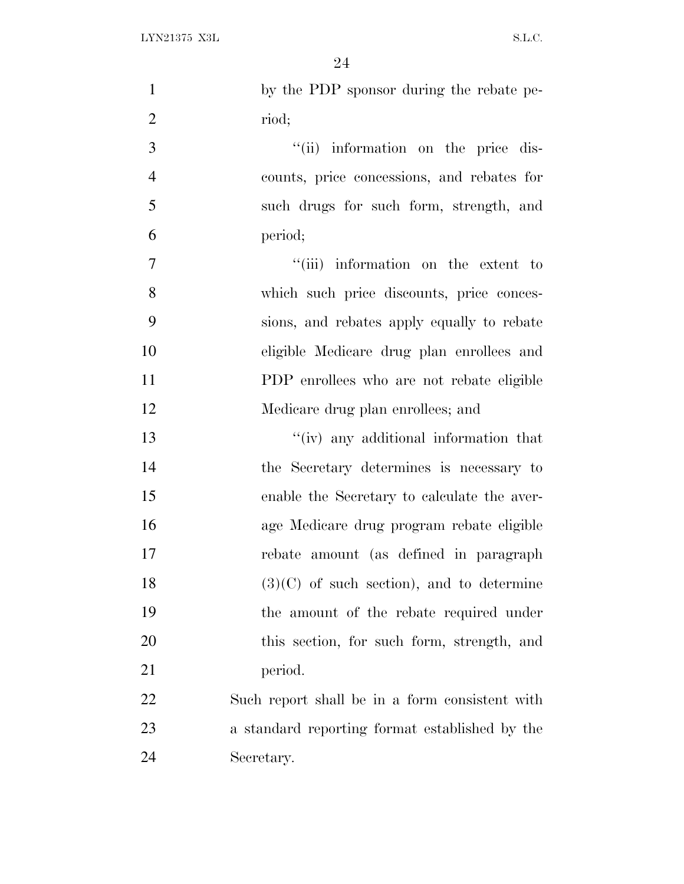by the PDP sponsor during the rebate period;

''(ii) information on the price discounts, price concessions, and rebates for such drugs for such form, strength, and period;

''(iii) information on the extent to which such price discounts, price concessions, and rebates apply equally to rebate eligible Medicare drug plan enrollees and PDP enrollees who are not rebate eligible Medicare drug plan enrollees; and

''(iv) any additional information that the Secretary determines is necessary to enable the Secretary to calculate the average Medicare drug program rebate eligible rebate amount (as defined in paragraph (3)(C) of such section), and to determine the amount of the rebate required under this section, for such form, strength, and period.

Such report shall be in a form consistent with a standard reporting format established by the Secretary.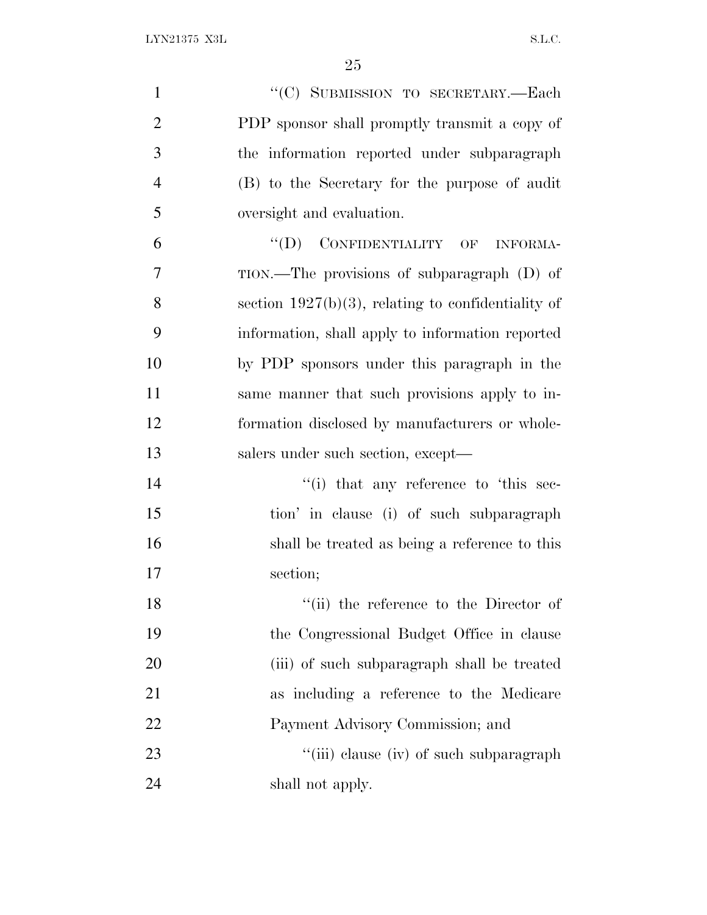"(C) SUBMISSION TO SECRETARY.—Each PDP sponsor shall promptly transmit a copy of the information reported under subparagraph (B) to the Secretary for the purpose of audit oversight and evaluation.

"(D) CONFIDENTIALITY OF INFORMATION.—The provisions of subparagraph (D) of section 1927(b)(3), relating to confidentiality of information, shall apply to information reported by PDP sponsors under this paragraph in the same manner that such provisions apply to information disclosed by manufacturers or wholesalers under such section, except—

"(i) that any reference to 'this section' in clause (i) of such subparagraph shall be treated as being a reference to this section;

"(ii) the reference to the Director of the Congressional Budget Office in clause (iii) of such subparagraph shall be treated as including a reference to the Medicare Payment Advisory Commission; and

"(iii) clause (iv) of such subparagraph shall not apply.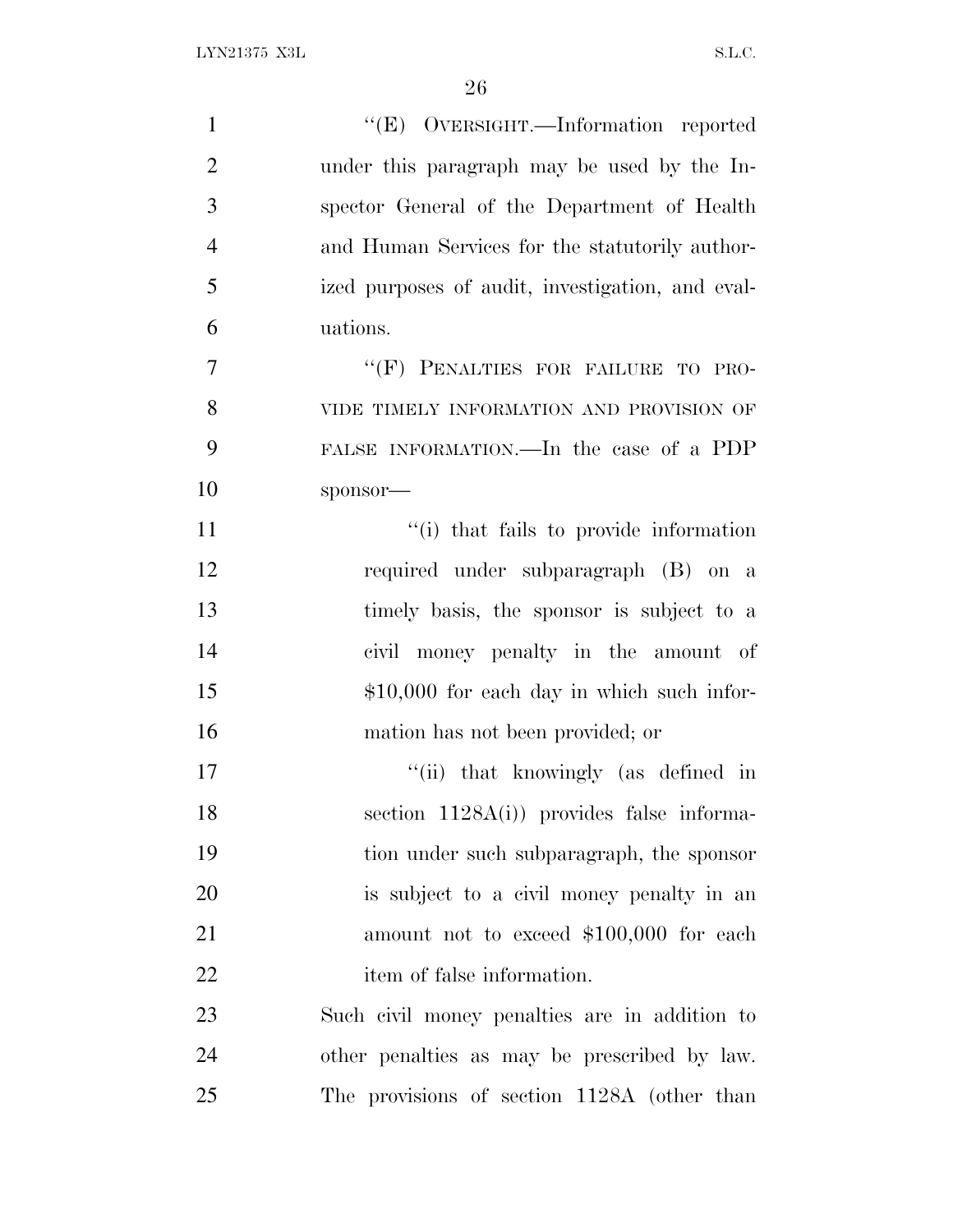"(E) OVERSIGHT.—Information reported under this paragraph may be used by the Inspector General of the Department of Health and Human Services for the statutorily authorized purposes of audit, investigation, and evaluations.

"(F) PENALTIES FOR FAILURE TO PROVIDE TIMELY INFORMATION AND PROVISION OF FALSE INFORMATION.—In the case of a PDP sponsor—

"(i) that fails to provide information required under subparagraph (B) on a timely basis, the sponsor is subject to a civil money penalty in the amount of $10,000 for each day in which such information has not been provided; or

"(ii) that knowingly (as defined in section 1128A(i)) provides false information under such subparagraph, the sponsor is subject to a civil money penalty in an amount not to exceed $100,000 for each item of false information.

Such civil money penalties are in addition to other penalties as may be prescribed by law. The provisions of section 1128A (other than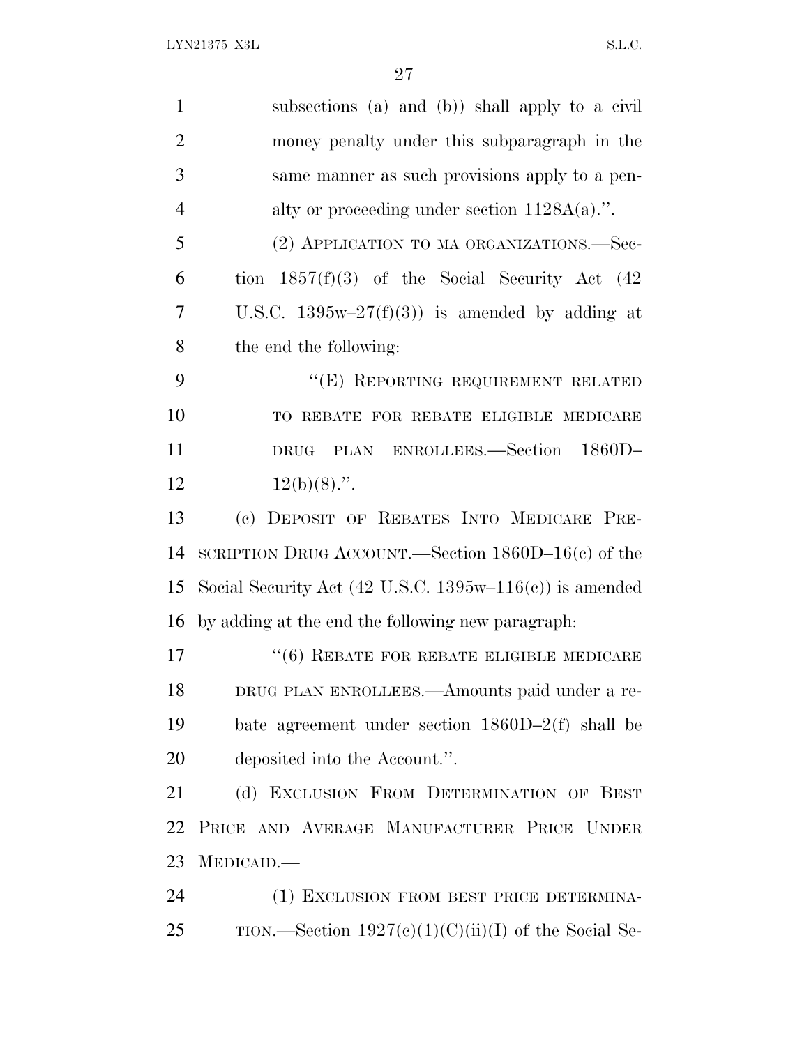subsections (a) and (b)) shall apply to a civil money penalty under this subparagraph in the same manner as such provisions apply to a penalty or proceeding under section 1128A(a).''.

(2) APPLICATION TO MA ORGANIZATIONS.—Section 1857(f)(3) of the Social Security Act (42 U.S.C. 1395w–27(f)(3)) is amended by adding at the end the following:

''(E) REPORTING REQUIREMENT RELATED TO REBATE FOR REBATE ELIGIBLE MEDICARE DRUG PLAN ENROLLEES.—Section 1860D–12(b)(8).''.

(c) DEPOSIT OF REBATES INTO MEDICARE PRESCRIPTION DRUG ACCOUNT.—Section 1860D–16(c) of the Social Security Act (42 U.S.C. 1395w–116(c)) is amended by adding at the end the following new paragraph:

''(6) REBATE FOR REBATE ELIGIBLE MEDICARE DRUG PLAN ENROLLEES.—Amounts paid under a rebate agreement under section 1860D–2(f) shall be deposited into the Account.''.

(d) EXCLUSION FROM DETERMINATION OF BEST PRICE AND AVERAGE MANUFACTURER PRICE UNDER MEDICAID.—

(1) EXCLUSION FROM BEST PRICE DETERMINATION.—Section 1927(c)(1)(C)(ii)(I) of the Social Se-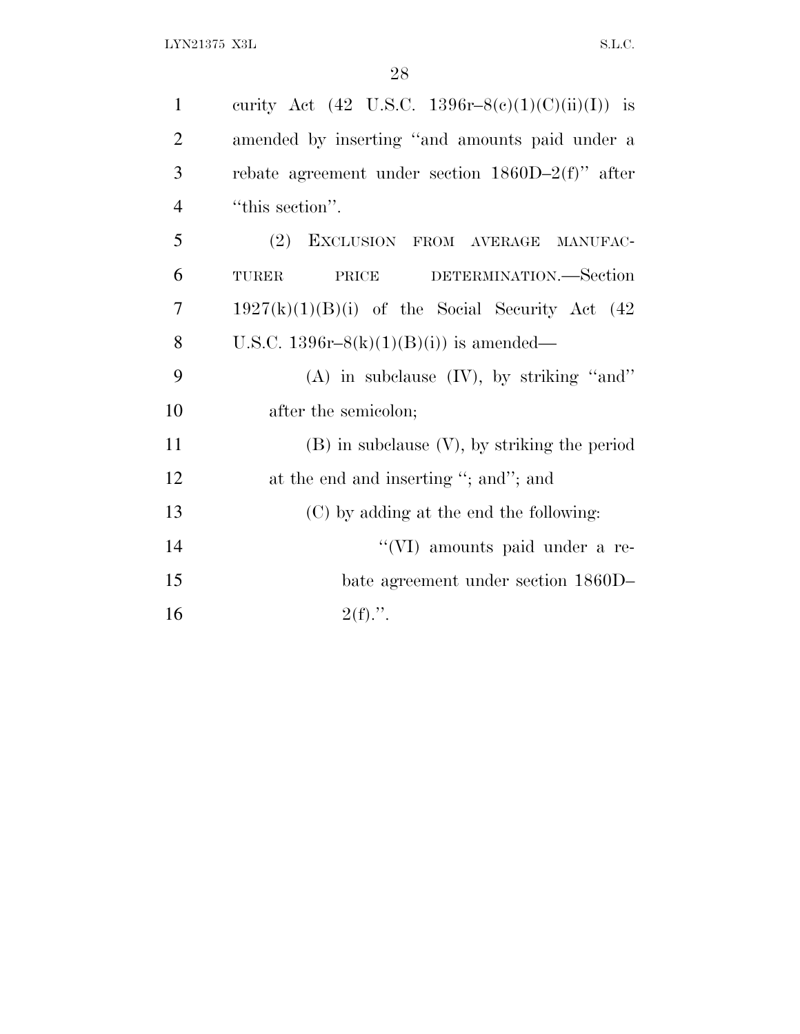curity Act (42 U.S.C. 1396r–8(c)(1)(C)(ii)(I)) is amended by inserting "and amounts paid under a rebate agreement under section 1860D–2(f)" after "this section".

(2) EXCLUSION FROM AVERAGE MANUFACTURER PRICE DETERMINATION.—Section 1927(k)(1)(B)(i) of the Social Security Act (42 U.S.C. 1396r–8(k)(1)(B)(i)) is amended—

(A) in subclause (IV), by striking "and" after the semicolon;

(B) in subclause (V), by striking the period at the end and inserting "; and"; and

(C) by adding at the end the following:

"(VI) amounts paid under a rebate agreement under section 1860D–2(f).".